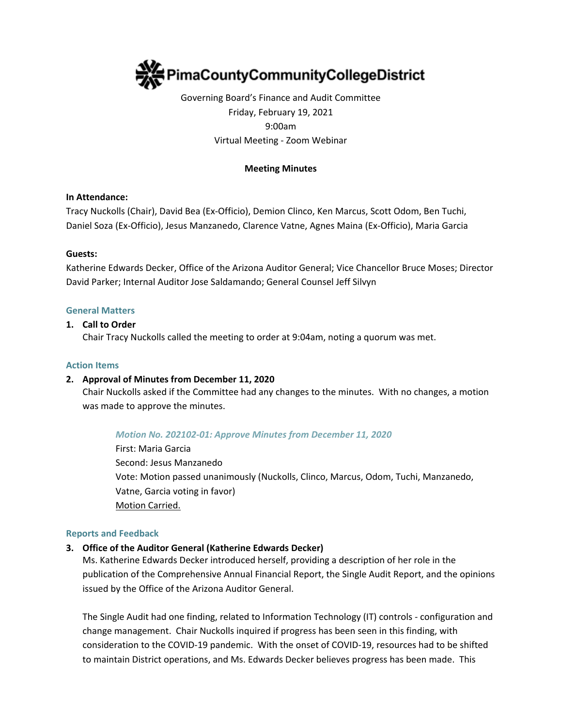# PimaCountyCommunityCollegeDistrict

Governing Board's Finance and Audit Committee
Friday, February 19, 2021
9:00am
Virtual Meeting - Zoom Webinar

**Meeting Minutes**

**In Attendance:**
Tracy Nuckolls (Chair), David Bea (Ex-Officio), Demion Clinco, Ken Marcus, Scott Odom, Ben Tuchi, Daniel Soza (Ex-Officio), Jesus Manzanedo, Clarence Vatne, Agnes Maina (Ex-Officio), Maria Garcia

**Guests:**
Katherine Edwards Decker, Office of the Arizona Auditor General; Vice Chancellor Bruce Moses; Director David Parker; Internal Auditor Jose Saldamando; General Counsel Jeff Silvyn

## General Matters

1. **Call to Order**
   Chair Tracy Nuckolls called the meeting to order at 9:04am, noting a quorum was met.

## Action Items

2. **Approval of Minutes from December 11, 2020**
   Chair Nuckolls asked if the Committee had any changes to the minutes. With no changes, a motion was made to approve the minutes.

   *Motion No. 202102-01: Approve Minutes from December 11, 2020*
   First: Maria Garcia
   Second: Jesus Manzanedo
   Vote: Motion passed unanimously (Nuckolls, Clinco, Marcus, Odom, Tuchi, Manzanedo, Vatne, Garcia voting in favor)
   Motion Carried.

## Reports and Feedback

3. **Office of the Auditor General (Katherine Edwards Decker)**
   Ms. Katherine Edwards Decker introduced herself, providing a description of her role in the publication of the Comprehensive Annual Financial Report, the Single Audit Report, and the opinions issued by the Office of the Arizona Auditor General.

   The Single Audit had one finding, related to Information Technology (IT) controls - configuration and change management. Chair Nuckolls inquired if progress has been seen in this finding, with consideration to the COVID-19 pandemic. With the onset of COVID-19, resources had to be shifted to maintain District operations, and Ms. Edwards Decker believes progress has been made. This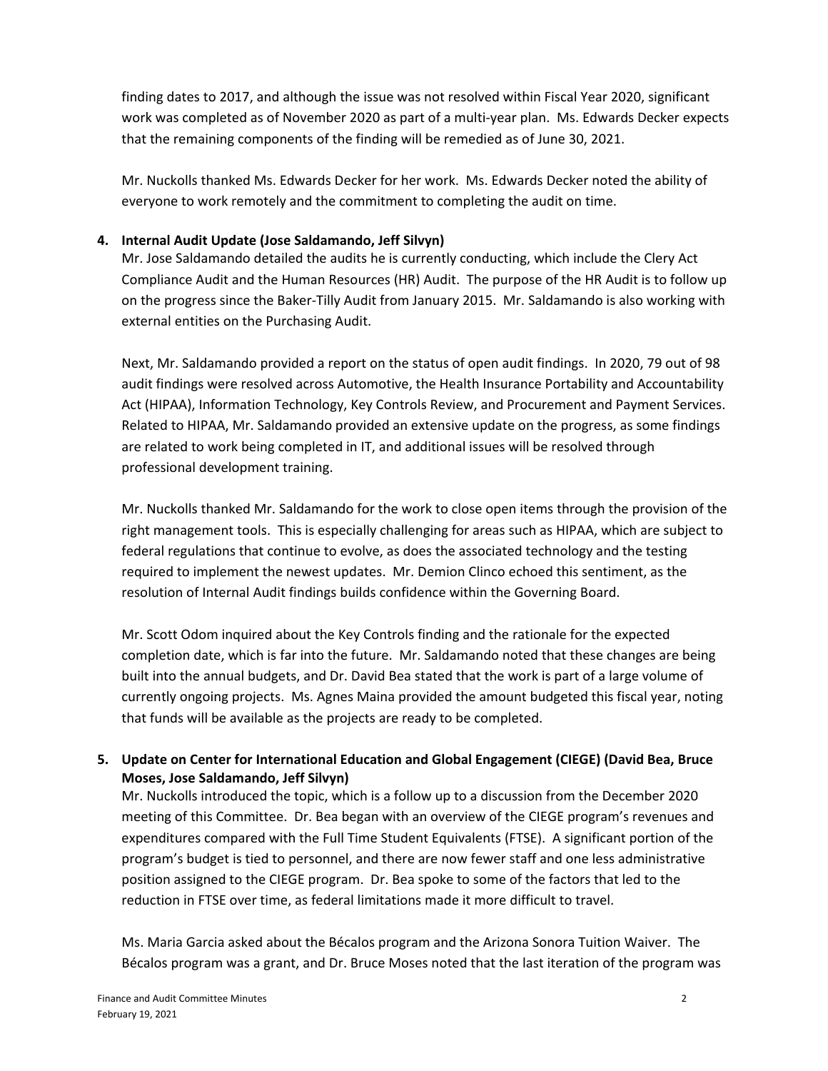finding dates to 2017, and although the issue was not resolved within Fiscal Year 2020, significant work was completed as of November 2020 as part of a multi-year plan. Ms. Edwards Decker expects that the remaining components of the finding will be remedied as of June 30, 2021.

Mr. Nuckolls thanked Ms. Edwards Decker for her work. Ms. Edwards Decker noted the ability of everyone to work remotely and the commitment to completing the audit on time.

**4. Internal Audit Update (Jose Saldamando, Jeff Silvyn)**

Mr. Jose Saldamando detailed the audits he is currently conducting, which include the Clery Act Compliance Audit and the Human Resources (HR) Audit. The purpose of the HR Audit is to follow up on the progress since the Baker-Tilly Audit from January 2015. Mr. Saldamando is also working with external entities on the Purchasing Audit.

Next, Mr. Saldamando provided a report on the status of open audit findings. In 2020, 79 out of 98 audit findings were resolved across Automotive, the Health Insurance Portability and Accountability Act (HIPAA), Information Technology, Key Controls Review, and Procurement and Payment Services. Related to HIPAA, Mr. Saldamando provided an extensive update on the progress, as some findings are related to work being completed in IT, and additional issues will be resolved through professional development training.

Mr. Nuckolls thanked Mr. Saldamando for the work to close open items through the provision of the right management tools. This is especially challenging for areas such as HIPAA, which are subject to federal regulations that continue to evolve, as does the associated technology and the testing required to implement the newest updates. Mr. Demion Clinco echoed this sentiment, as the resolution of Internal Audit findings builds confidence within the Governing Board.

Mr. Scott Odom inquired about the Key Controls finding and the rationale for the expected completion date, which is far into the future. Mr. Saldamando noted that these changes are being built into the annual budgets, and Dr. David Bea stated that the work is part of a large volume of currently ongoing projects. Ms. Agnes Maina provided the amount budgeted this fiscal year, noting that funds will be available as the projects are ready to be completed.

**5. Update on Center for International Education and Global Engagement (CIEGE) (David Bea, Bruce Moses, Jose Saldamando, Jeff Silvyn)**

Mr. Nuckolls introduced the topic, which is a follow up to a discussion from the December 2020 meeting of this Committee. Dr. Bea began with an overview of the CIEGE program's revenues and expenditures compared with the Full Time Student Equivalents (FTSE). A significant portion of the program's budget is tied to personnel, and there are now fewer staff and one less administrative position assigned to the CIEGE program. Dr. Bea spoke to some of the factors that led to the reduction in FTSE over time, as federal limitations made it more difficult to travel.

Ms. Maria Garcia asked about the Bécalos program and the Arizona Sonora Tuition Waiver. The Bécalos program was a grant, and Dr. Bruce Moses noted that the last iteration of the program was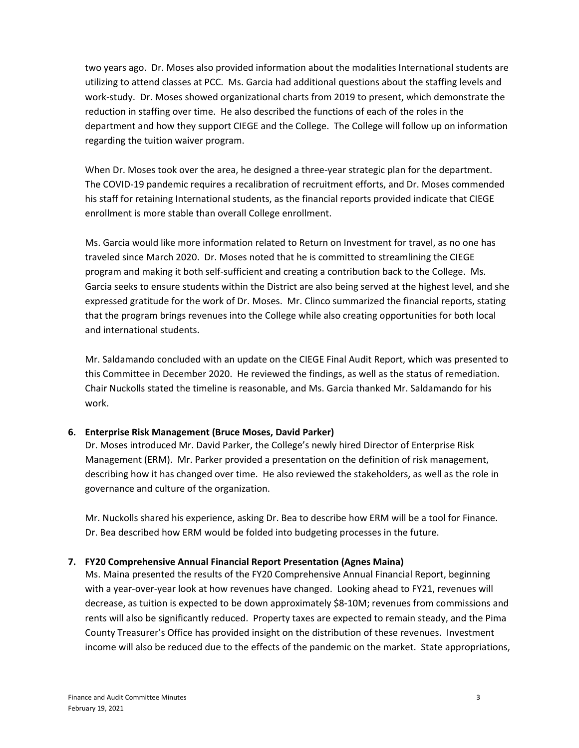two years ago. Dr. Moses also provided information about the modalities International students are utilizing to attend classes at PCC. Ms. Garcia had additional questions about the staffing levels and work-study. Dr. Moses showed organizational charts from 2019 to present, which demonstrate the reduction in staffing over time. He also described the functions of each of the roles in the department and how they support CIEGE and the College. The College will follow up on information regarding the tuition waiver program.

When Dr. Moses took over the area, he designed a three-year strategic plan for the department. The COVID-19 pandemic requires a recalibration of recruitment efforts, and Dr. Moses commended his staff for retaining International students, as the financial reports provided indicate that CIEGE enrollment is more stable than overall College enrollment.

Ms. Garcia would like more information related to Return on Investment for travel, as no one has traveled since March 2020. Dr. Moses noted that he is committed to streamlining the CIEGE program and making it both self-sufficient and creating a contribution back to the College. Ms. Garcia seeks to ensure students within the District are also being served at the highest level, and she expressed gratitude for the work of Dr. Moses. Mr. Clinco summarized the financial reports, stating that the program brings revenues into the College while also creating opportunities for both local and international students.

Mr. Saldamando concluded with an update on the CIEGE Final Audit Report, which was presented to this Committee in December 2020. He reviewed the findings, as well as the status of remediation. Chair Nuckolls stated the timeline is reasonable, and Ms. Garcia thanked Mr. Saldamando for his work.

**6. Enterprise Risk Management (Bruce Moses, David Parker)**

Dr. Moses introduced Mr. David Parker, the College's newly hired Director of Enterprise Risk Management (ERM). Mr. Parker provided a presentation on the definition of risk management, describing how it has changed over time. He also reviewed the stakeholders, as well as the role in governance and culture of the organization.

Mr. Nuckolls shared his experience, asking Dr. Bea to describe how ERM will be a tool for Finance. Dr. Bea described how ERM would be folded into budgeting processes in the future.

**7. FY20 Comprehensive Annual Financial Report Presentation (Agnes Maina)**

Ms. Maina presented the results of the FY20 Comprehensive Annual Financial Report, beginning with a year-over-year look at how revenues have changed. Looking ahead to FY21, revenues will decrease, as tuition is expected to be down approximately $8-10M; revenues from commissions and rents will also be significantly reduced. Property taxes are expected to remain steady, and the Pima County Treasurer's Office has provided insight on the distribution of these revenues. Investment income will also be reduced due to the effects of the pandemic on the market. State appropriations,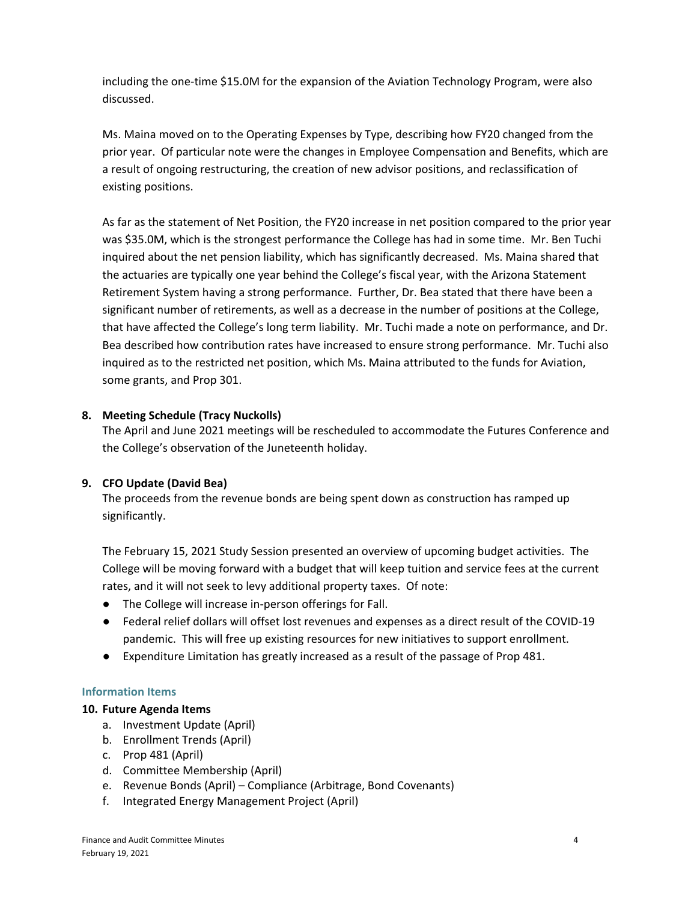including the one-time $15.0M for the expansion of the Aviation Technology Program, were also discussed.

Ms. Maina moved on to the Operating Expenses by Type, describing how FY20 changed from the prior year. Of particular note were the changes in Employee Compensation and Benefits, which are a result of ongoing restructuring, the creation of new advisor positions, and reclassification of existing positions.

As far as the statement of Net Position, the FY20 increase in net position compared to the prior year was $35.0M, which is the strongest performance the College has had in some time. Mr. Ben Tuchi inquired about the net pension liability, which has significantly decreased. Ms. Maina shared that the actuaries are typically one year behind the College's fiscal year, with the Arizona Statement Retirement System having a strong performance. Further, Dr. Bea stated that there have been a significant number of retirements, as well as a decrease in the number of positions at the College, that have affected the College's long term liability. Mr. Tuchi made a note on performance, and Dr. Bea described how contribution rates have increased to ensure strong performance. Mr. Tuchi also inquired as to the restricted net position, which Ms. Maina attributed to the funds for Aviation, some grants, and Prop 301.

**8. Meeting Schedule (Tracy Nuckolls)**

The April and June 2021 meetings will be rescheduled to accommodate the Futures Conference and the College's observation of the Juneteenth holiday.

**9. CFO Update (David Bea)**

The proceeds from the revenue bonds are being spent down as construction has ramped up significantly.

The February 15, 2021 Study Session presented an overview of upcoming budget activities. The College will be moving forward with a budget that will keep tuition and service fees at the current rates, and it will not seek to levy additional property taxes. Of note:

- The College will increase in-person offerings for Fall.
- Federal relief dollars will offset lost revenues and expenses as a direct result of the COVID-19 pandemic. This will free up existing resources for new initiatives to support enrollment.
- Expenditure Limitation has greatly increased as a result of the passage of Prop 481.

### Information Items

**10. Future Agenda Items**

a. Investment Update (April)
b. Enrollment Trends (April)
c. Prop 481 (April)
d. Committee Membership (April)
e. Revenue Bonds (April) – Compliance (Arbitrage, Bond Covenants)
f. Integrated Energy Management Project (April)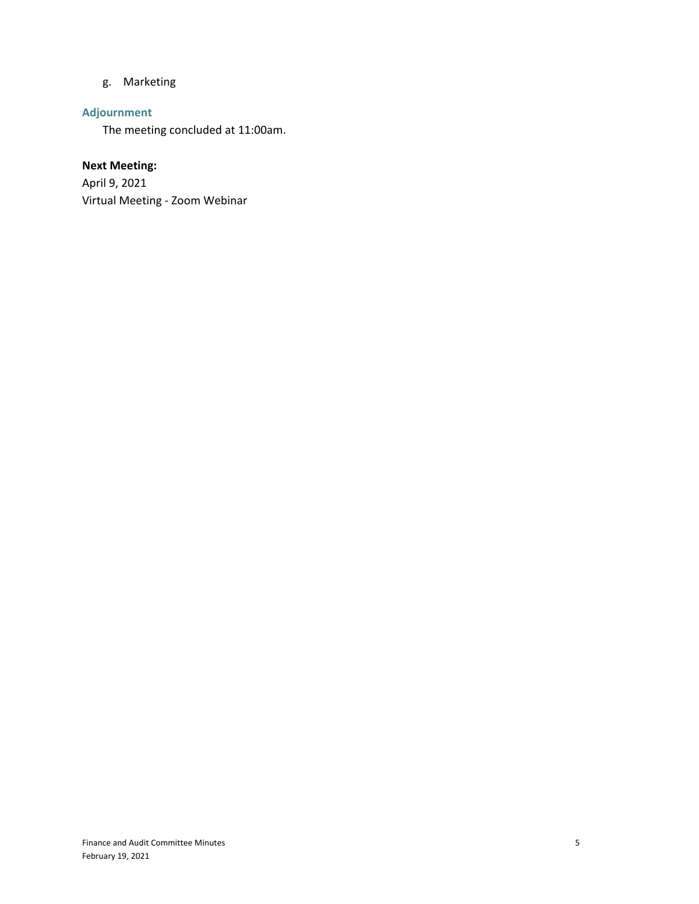g. Marketing

## Adjournment

The meeting concluded at 11:00am.

**Next Meeting:**

April 9, 2021
Virtual Meeting - Zoom Webinar